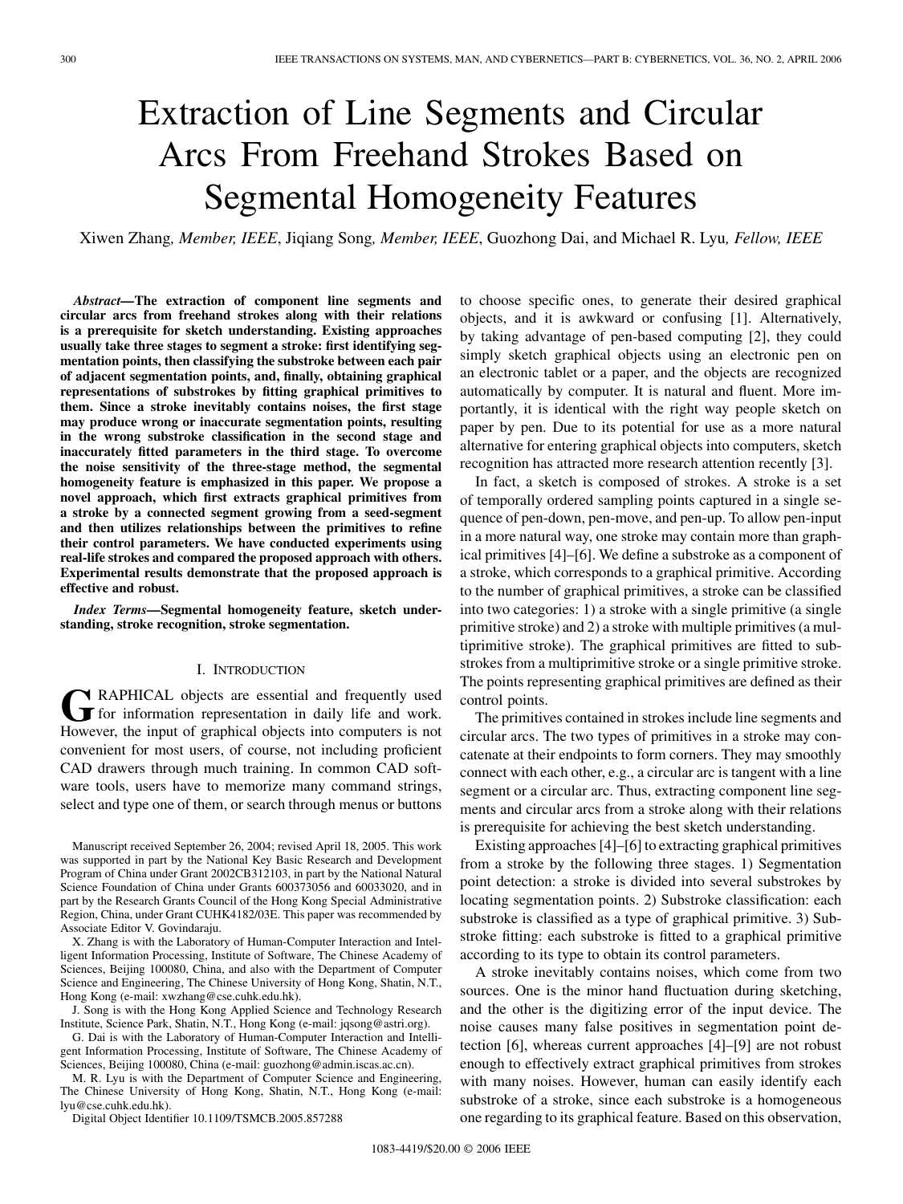# Extraction of Line Segments and Circular Arcs From Freehand Strokes Based on Segmental Homogeneity Features

Xiwen Zhang, *Member, IEEE*, Jiqiang Song, *Member, IEEE*, Guozhong Dai, and Michael R. Lyu, *Fellow, IEEE*

***Abstract*—The extraction of component line segments and circular arcs from freehand strokes along with their relations is a prerequisite for sketch understanding. Existing approaches usually take three stages to segment a stroke: first identifying segmentation points, then classifying the substroke between each pair of adjacent segmentation points, and, finally, obtaining graphical representations of substrokes by fitting graphical primitives to them. Since a stroke inevitably contains noises, the first stage may produce wrong or inaccurate segmentation points, resulting in the wrong substroke classification in the second stage and inaccurately fitted parameters in the third stage. To overcome the noise sensitivity of the three-stage method, the segmental homogeneity feature is emphasized in this paper. We propose a novel approach, which first extracts graphical primitives from a stroke by a connected segment growing from a seed-segment and then utilizes relationships between the primitives to refine their control parameters. We have conducted experiments using real-life strokes and compared the proposed approach with others. Experimental results demonstrate that the proposed approach is effective and robust.**

***Index Terms*—Segmental homogeneity feature, sketch understanding, stroke recognition, stroke segmentation.**

## I. Introduction

GRAPHICAL objects are essential and frequently used for information representation in daily life and work. However, the input of graphical objects into computers is not convenient for most users, of course, not including proficient CAD drawers through much training. In common CAD software tools, users have to memorize many command strings, select and type one of them, or search through menus or buttons to choose specific ones, to generate their desired graphical objects, and it is awkward or confusing [1]. Alternatively, by taking advantage of pen-based computing [2], they could simply sketch graphical objects using an electronic pen on an electronic tablet or a paper, and the objects are recognized automatically by computer. It is natural and fluent. More importantly, it is identical with the right way people sketch on paper by pen. Due to its potential for use as a more natural alternative for entering graphical objects into computers, sketch recognition has attracted more research attention recently [3].

In fact, a sketch is composed of strokes. A stroke is a set of temporally ordered sampling points captured in a single sequence of pen-down, pen-move, and pen-up. To allow pen-input in a more natural way, one stroke may contain more than graphical primitives [4]–[6]. We define a substroke as a component of a stroke, which corresponds to a graphical primitive. According to the number of graphical primitives, a stroke can be classified into two categories: 1) a stroke with a single primitive (a single primitive stroke) and 2) a stroke with multiple primitives (a multiprimitive stroke). The graphical primitives are fitted to substrokes from a multiprimitive stroke or a single primitive stroke. The points representing graphical primitives are defined as their control points.

The primitives contained in strokes include line segments and circular arcs. The two types of primitives in a stroke may concatenate at their endpoints to form corners. They may smoothly connect with each other, e.g., a circular arc is tangent with a line segment or a circular arc. Thus, extracting component line segments and circular arcs from a stroke along with their relations is prerequisite for achieving the best sketch understanding.

Existing approaches [4]–[6] to extracting graphical primitives from a stroke by the following three stages. 1) Segmentation point detection: a stroke is divided into several substrokes by locating segmentation points. 2) Substroke classification: each substroke is classified as a type of graphical primitive. 3) Substroke fitting: each substroke is fitted to a graphical primitive according to its type to obtain its control parameters.

A stroke inevitably contains noises, which come from two sources. One is the minor hand fluctuation during sketching, and the other is the digitizing error of the input device. The noise causes many false positives in segmentation point detection [6], whereas current approaches [4]–[9] are not robust enough to effectively extract graphical primitives from strokes with many noises. However, human can easily identify each substroke of a stroke, since each substroke is a homogeneous one regarding to its graphical feature. Based on this observation,

Manuscript received September 26, 2004; revised April 18, 2005. This work was supported in part by the National Key Basic Research and Development Program of China under Grant 2002CB312103, in part by the National Natural Science Foundation of China under Grants 600373056 and 60033020, and in part by the Research Grants Council of the Hong Kong Special Administrative Region, China, under Grant CUHK4182/03E. This paper was recommended by Associate Editor V. Govindaraju.

X. Zhang is with the Laboratory of Human-Computer Interaction and Intelligent Information Processing, Institute of Software, The Chinese Academy of Sciences, Beijing 100080, China, and also with the Department of Computer Science and Engineering, The Chinese University of Hong Kong, Shatin, N.T., Hong Kong (e-mail: xwzhang@cse.cuhk.edu.hk).

J. Song is with the Hong Kong Applied Science and Technology Research Institute, Science Park, Shatin, N.T., Hong Kong (e-mail: jqsong@astri.org).

G. Dai is with the Laboratory of Human-Computer Interaction and Intelligent Information Processing, Institute of Software, The Chinese Academy of Sciences, Beijing 100080, China (e-mail: guozhong@admin.iscas.ac.cn).

M. R. Lyu is with the Department of Computer Science and Engineering, The Chinese University of Hong Kong, Shatin, N.T., Hong Kong (e-mail: lyu@cse.cuhk.edu.hk).

Digital Object Identifier 10.1109/TSMCB.2005.857288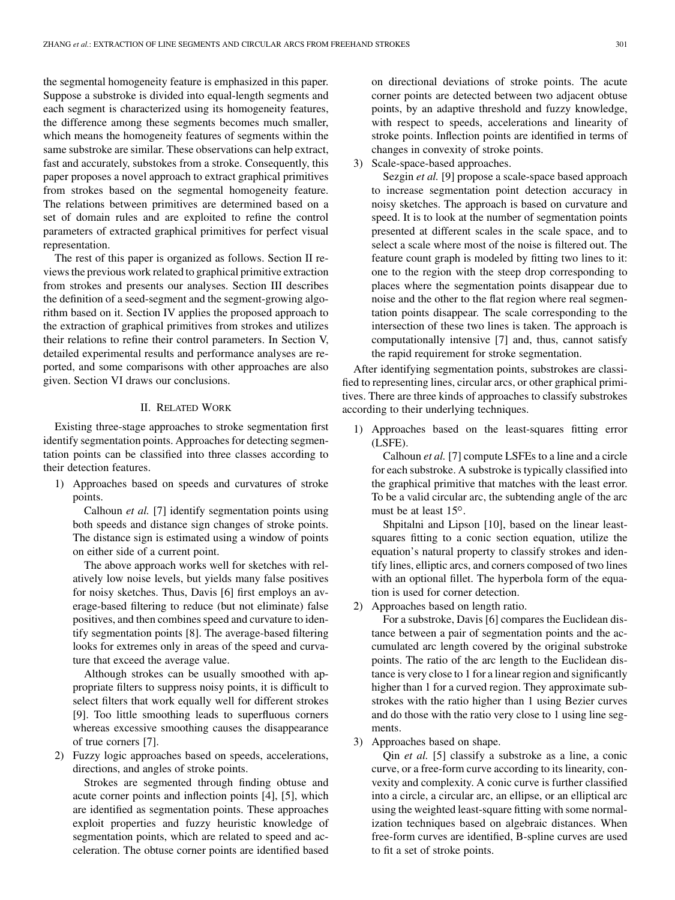the segmental homogeneity feature is emphasized in this paper. Suppose a substroke is divided into equal-length segments and each segment is characterized using its homogeneity features, the difference among these segments becomes much smaller, which means the homogeneity features of segments within the same substroke are similar. These observations can help extract, fast and accurately, substokes from a stroke. Consequently, this paper proposes a novel approach to extract graphical primitives from strokes based on the segmental homogeneity feature. The relations between primitives are determined based on a set of domain rules and are exploited to refine the control parameters of extracted graphical primitives for perfect visual representation.

The rest of this paper is organized as follows. Section II reviews the previous work related to graphical primitive extraction from strokes and presents our analyses. Section III describes the definition of a seed-segment and the segment-growing algorithm based on it. Section IV applies the proposed approach to the extraction of graphical primitives from strokes and utilizes their relations to refine their control parameters. In Section V, detailed experimental results and performance analyses are reported, and some comparisons with other approaches are also given. Section VI draws our conclusions.

## II. Related Work

Existing three-stage approaches to stroke segmentation first identify segmentation points. Approaches for detecting segmentation points can be classified into three classes according to their detection features.

1) Approaches based on speeds and curvatures of stroke points.

   Calhoun *et al.* [7] identify segmentation points using both speeds and distance sign changes of stroke points. The distance sign is estimated using a window of points on either side of a current point.

   The above approach works well for sketches with relatively low noise levels, but yields many false positives for noisy sketches. Thus, Davis [6] first employs an average-based filtering to reduce (but not eliminate) false positives, and then combines speed and curvature to identify segmentation points [8]. The average-based filtering looks for extremes only in areas of the speed and curvature that exceed the average value.

   Although strokes can be usually smoothed with appropriate filters to suppress noisy points, it is difficult to select filters that work equally well for different strokes [9]. Too little smoothing leads to superfluous corners whereas excessive smoothing causes the disappearance of true corners [7].

2) Fuzzy logic approaches based on speeds, accelerations, directions, and angles of stroke points.

   Strokes are segmented through finding obtuse and acute corner points and inflection points [4], [5], which are identified as segmentation points. These approaches exploit properties and fuzzy heuristic knowledge of segmentation points, which are related to speed and acceleration. The obtuse corner points are identified based on directional deviations of stroke points. The acute corner points are detected between two adjacent obtuse points, by an adaptive threshold and fuzzy knowledge, with respect to speeds, accelerations and linearity of stroke points. Inflection points are identified in terms of changes in convexity of stroke points.

3) Scale-space-based approaches.

   Sezgin *et al.* [9] propose a scale-space based approach to increase segmentation point detection accuracy in noisy sketches. The approach is based on curvature and speed. It is to look at the number of segmentation points presented at different scales in the scale space, and to select a scale where most of the noise is filtered out. The feature count graph is modeled by fitting two lines to it: one to the region with the steep drop corresponding to places where the segmentation points disappear due to noise and the other to the flat region where real segmentation points disappear. The scale corresponding to the intersection of these two lines is taken. The approach is computationally intensive [7] and, thus, cannot satisfy the rapid requirement for stroke segmentation.

After identifying segmentation points, substrokes are classified to representing lines, circular arcs, or other graphical primitives. There are three kinds of approaches to classify substrokes according to their underlying techniques.

1) Approaches based on the least-squares fitting error (LSFE).

   Calhoun *et al.* [7] compute LSFEs to a line and a circle for each substroke. A substroke is typically classified into the graphical primitive that matches with the least error. To be a valid circular arc, the subtending angle of the arc must be at least $15^\circ$.

   Shpitalni and Lipson [10], based on the linear least-squares fitting to a conic section equation, utilize the equation's natural property to classify strokes and identify lines, elliptic arcs, and corners composed of two lines with an optional fillet. The hyperbola form of the equation is used for corner detection.

2) Approaches based on length ratio.

   For a substroke, Davis [6] compares the Euclidean distance between a pair of segmentation points and the accumulated arc length covered by the original substroke points. The ratio of the arc length to the Euclidean distance is very close to 1 for a linear region and significantly higher than 1 for a curved region. They approximate substrokes with the ratio higher than 1 using Bezier curves and do those with the ratio very close to 1 using line segments.

3) Approaches based on shape.

   Qin *et al.* [5] classify a substroke as a line, a conic curve, or a free-form curve according to its linearity, convexity and complexity. A conic curve is further classified into a circle, a circular arc, an ellipse, or an elliptical arc using the weighted least-square fitting with some normalization techniques based on algebraic distances. When free-form curves are identified, B-spline curves are used to fit a set of stroke points.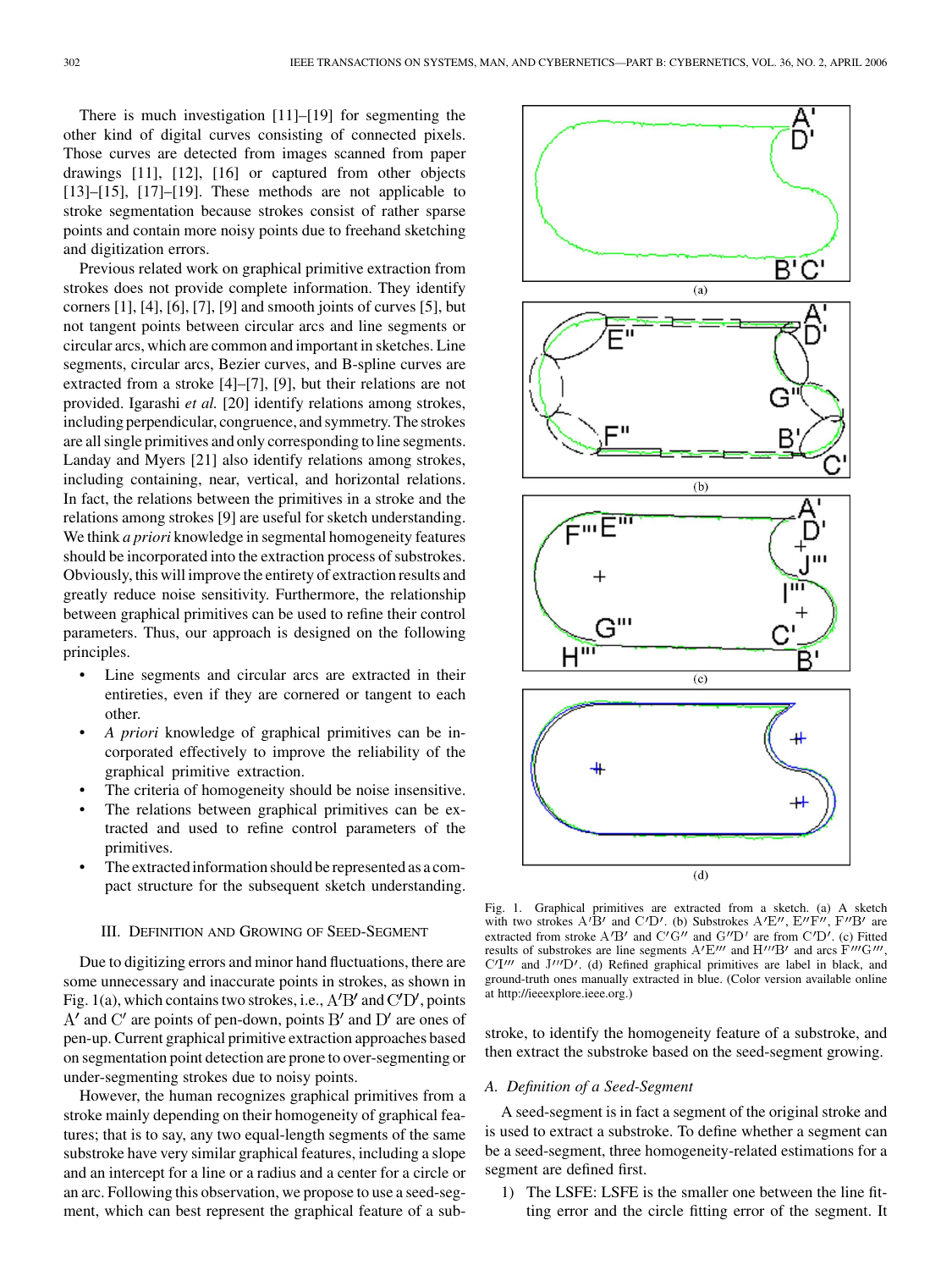There is much investigation [11]–[19] for segmenting the other kind of digital curves consisting of connected pixels. Those curves are detected from images scanned from paper drawings [11], [12], [16] or captured from other objects [13]–[15], [17]–[19]. These methods are not applicable to stroke segmentation because strokes consist of rather sparse points and contain more noisy points due to freehand sketching and digitization errors.

Previous related work on graphical primitive extraction from strokes does not provide complete information. They identify corners [1], [4], [6], [7], [9] and smooth joints of curves [5], but not tangent points between circular arcs and line segments or circular arcs, which are common and important in sketches. Line segments, circular arcs, Bezier curves, and B-spline curves are extracted from a stroke [4]–[7], [9], but their relations are not provided. Igarashi *et al.* [20] identify relations among strokes, including perpendicular, congruence, and symmetry. The strokes are all single primitives and only corresponding to line segments. Landay and Myers [21] also identify relations among strokes, including containing, near, vertical, and horizontal relations. In fact, the relations between the primitives in a stroke and the relations among strokes [9] are useful for sketch understanding. We think *a priori* knowledge in segmental homogeneity features should be incorporated into the extraction process of substrokes. Obviously, this will improve the entirety of extraction results and greatly reduce noise sensitivity. Furthermore, the relationship between graphical primitives can be used to refine their control parameters. Thus, our approach is designed on the following principles.

- Line segments and circular arcs are extracted in their entireties, even if they are cornered or tangent to each other.
- *A priori* knowledge of graphical primitives can be incorporated effectively to improve the reliability of the graphical primitive extraction.
- The criteria of homogeneity should be noise insensitive.
- The relations between graphical primitives can be extracted and used to refine control parameters of the primitives.
- The extracted information should be represented as a compact structure for the subsequent sketch understanding.

## III. Definition and Growing of Seed-Segment

Due to digitizing errors and minor hand fluctuations, there are some unnecessary and inaccurate points in strokes, as shown in Fig. 1(a), which contains two strokes, i.e., $A'B'$ and $C'D'$, points $A'$ and $C'$ are points of pen-down, points $B'$ and $D'$ are ones of pen-up. Current graphical primitive extraction approaches based on segmentation point detection are prone to over-segmenting or under-segmenting strokes due to noisy points.

However, the human recognizes graphical primitives from a stroke mainly depending on their homogeneity of graphical features; that is to say, any two equal-length segments of the same substroke have very similar graphical features, including a slope and an intercept for a line or a radius and a center for a circle or an arc. Following this observation, we propose to use a seed-segment, which can best represent the graphical feature of a substroke, to identify the homogeneity feature of a substroke, and then extract the substroke based on the seed-segment growing.

Fig. 1. Graphical primitives are extracted from a sketch. (a) A sketch with two strokes $A'B'$ and $C'D'$. (b) Substrokes $A'E''$, $E''F''$, $F''B'$ are extracted from stroke $A'B'$ and $C'G''$ and $G''D'$ are from $C'D'$. (c) Fitted results of substrokes are line segments $A'E'''$ and $H'''B'$ and arcs $F'''G'''$, $C'I'''$ and $J'''D'$. (d) Refined graphical primitives are label in black, and ground-truth ones manually extracted in blue. (Color version available online at http://ieeexplore.ieee.org.)

### A. Definition of a Seed-Segment

A seed-segment is in fact a segment of the original stroke and is used to extract a substroke. To define whether a segment can be a seed-segment, three homogeneity-related estimations for a segment are defined first.

1) The LSFE: LSFE is the smaller one between the line fitting error and the circle fitting error of the segment. It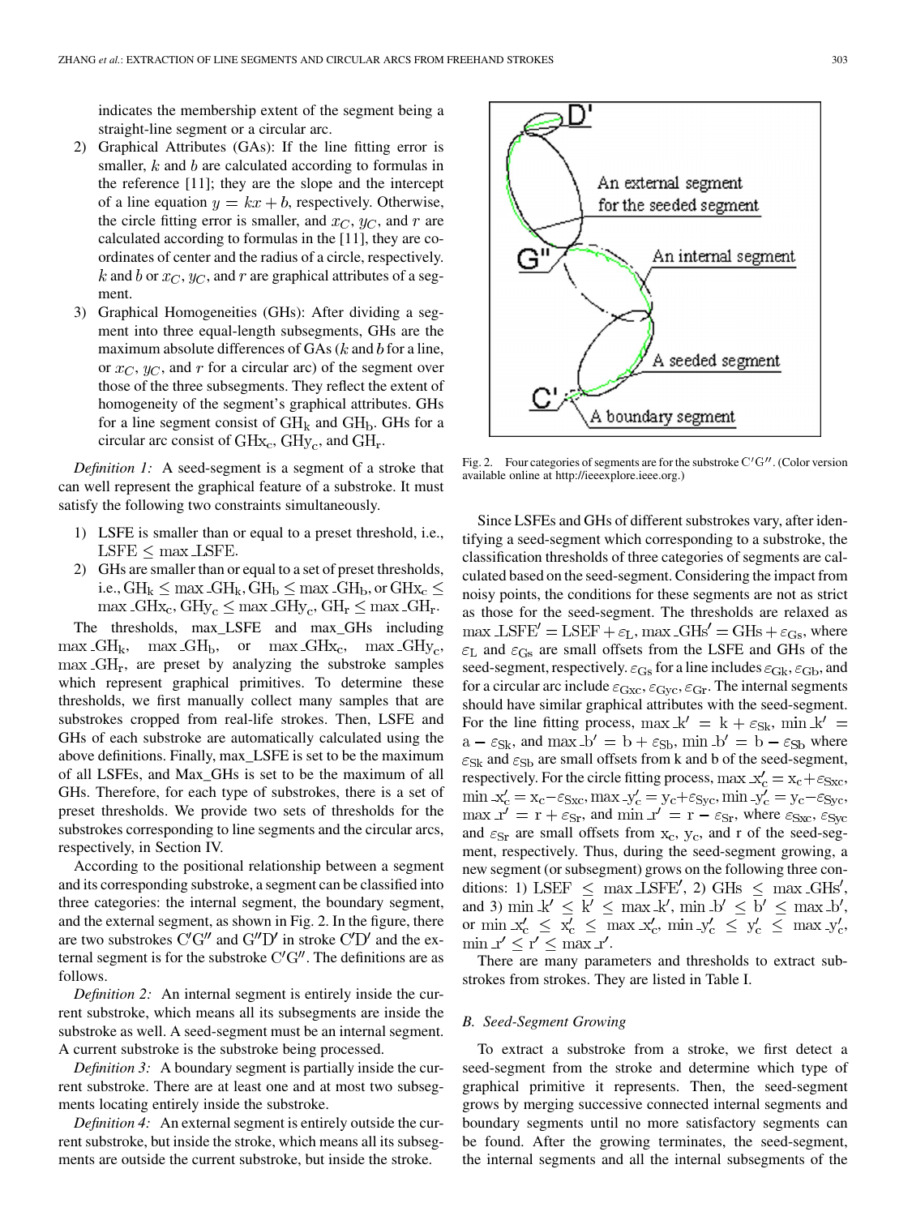indicates the membership extent of the segment being a straight-line segment or a circular arc.

2) Graphical Attributes (GAs): If the line fitting error is smaller, $k$ and $b$ are calculated according to formulas in the reference [11]; they are the slope and the intercept of a line equation $y = kx + b$, respectively. Otherwise, the circle fitting error is smaller, and $x_C$, $y_C$, and $r$ are calculated according to formulas in the [11], they are coordinates of center and the radius of a circle, respectively. $k$ and $b$ or $x_C$, $y_C$, and $r$ are graphical attributes of a segment.

3) Graphical Homogeneities (GHs): After dividing a segment into three equal-length subsegments, GHs are the maximum absolute differences of GAs ($k$ and $b$ for a line, or $x_C$, $y_C$, and $r$ for a circular arc) of the segment over those of the three subsegments. They reflect the extent of homogeneity of the segment's graphical attributes. GHs for a line segment consist of $\mathrm{GH_k}$ and $\mathrm{GH_b}$. GHs for a circular arc consist of $\mathrm{GHx_c}$, $\mathrm{GHy_c}$, and $\mathrm{GH_r}$.

*Definition 1:* A seed-segment is a segment of a stroke that can well represent the graphical feature of a substroke. It must satisfy the following two constraints simultaneously.

1) LSFE is smaller than or equal to a preset threshold, i.e., $\mathrm{LSFE} \le \mathrm{max\_LSFE}$.
2) GHs are smaller than or equal to a set of preset thresholds, i.e., $\mathrm{GH_k} \le \mathrm{max\_GH_k}$, $\mathrm{GH_b} \le \mathrm{max\_GH_b}$, or $\mathrm{GHx_c} \le \mathrm{max\_GHx_c}$, $\mathrm{GHy_c} \le \mathrm{max\_GHy_c}$, $\mathrm{GH_r} \le \mathrm{max\_GH_r}$.

The thresholds, max_LSFE and max_GHs including $\mathrm{max\_GH_k}$, $\mathrm{max\_GH_b}$, or $\mathrm{max\_GHx_c}$, $\mathrm{max\_GHy_c}$, $\mathrm{max\_GH_r}$, are preset by analyzing the substroke samples which represent graphical primitives. To determine these thresholds, we first manually collect many samples that are substrokes cropped from real-life strokes. Then, LSFE and GHs of each substroke are automatically calculated using the above definitions. Finally, max_LSFE is set to be the maximum of all LSFEs, and Max_GHs is set to be the maximum of all GHs. Therefore, for each type of substrokes, there is a set of preset thresholds. We provide two sets of thresholds for the substrokes corresponding to line segments and the circular arcs, respectively, in Section IV.

According to the positional relationship between a segment and its corresponding substroke, a segment can be classified into three categories: the internal segment, the boundary segment, and the external segment, as shown in Fig. 2. In the figure, there are two substrokes $\mathrm{C'G''}$ and $\mathrm{G''D'}$ in stroke $\mathrm{C'D'}$ and the external segment is for the substroke $\mathrm{C'G''}$. The definitions are as follows.

*Definition 2:* An internal segment is entirely inside the current substroke, which means all its subsegments are inside the substroke as well. A seed-segment must be an internal segment. A current substroke is the substroke being processed.

*Definition 3:* A boundary segment is partially inside the current substroke. There are at least one and at most two subsegments locating entirely inside the substroke.

*Definition 4:* An external segment is entirely outside the current substroke, but inside the stroke, which means all its subsegments are outside the current substroke, but inside the stroke.

D'
An external segment for the seeded segment
G''
An internal segment
A seeded segment
C'
A boundary segment

Fig. 2. Four categories of segments are for the substroke $\mathrm{C'G''}$. (Color version available online at http://ieeexplore.ieee.org.)

Since LSFEs and GHs of different substrokes vary, after identifying a seed-segment which corresponding to a substroke, the classification thresholds of three categories of segments are calculated based on the seed-segment. Considering the impact from noisy points, the conditions for these segments are not as strict as those for the seed-segment. The thresholds are relaxed as $\mathrm{max\_LSFE'} = \mathrm{LSFE} + \varepsilon_{\mathrm{L}}$, $\mathrm{max\_GHs'} = \mathrm{GHs} + \varepsilon_{\mathrm{Gs}}$, where $\varepsilon_{\mathrm{L}}$ and $\varepsilon_{\mathrm{Gs}}$ are small offsets from the LSFE and GHs of the seed-segment, respectively. $\varepsilon_{\mathrm{Gs}}$ for a line includes $\varepsilon_{\mathrm{Gk}}$, $\varepsilon_{\mathrm{Gb}}$, and for a circular arc include $\varepsilon_{\mathrm{Gxc}}$, $\varepsilon_{\mathrm{Gyc}}$, $\varepsilon_{\mathrm{Gr}}$. The internal segments should have similar graphical attributes with the seed-segment. For the line fitting process, $\mathrm{max\_k'} = \mathrm{k} + \varepsilon_{\mathrm{Sk}}$, $\mathrm{min\_k'} = \mathrm{a} - \varepsilon_{\mathrm{Sk}}$, and $\mathrm{max\_b'} = \mathrm{b} + \varepsilon_{\mathrm{Sb}}$, $\mathrm{min\_b'} = \mathrm{b} - \varepsilon_{\mathrm{Sb}}$ where $\varepsilon_{\mathrm{Sk}}$ and $\varepsilon_{\mathrm{Sb}}$ are small offsets from k and b of the seed-segment, respectively. For the circle fitting process, $\mathrm{max\_x_c'} = \mathrm{x_c} + \varepsilon_{\mathrm{Sxc}}$, $\mathrm{min\_x_c'} = \mathrm{x_c} - \varepsilon_{\mathrm{Sxc}}$, $\mathrm{max\_y_c'} = \mathrm{y_c} + \varepsilon_{\mathrm{Syc}}$, $\mathrm{min\_y_c'} = \mathrm{y_c} - \varepsilon_{\mathrm{Syc}}$, $\mathrm{max\_r'} = \mathrm{r} + \varepsilon_{\mathrm{Sr}}$, and $\mathrm{min\_r'} = \mathrm{r} - \varepsilon_{\mathrm{Sr}}$, where $\varepsilon_{\mathrm{Sxc}}$, $\varepsilon_{\mathrm{Syc}}$ and $\varepsilon_{\mathrm{Sr}}$ are small offsets from $\mathrm{x_c}$, $\mathrm{y_c}$, and r of the seed-segment, respectively. Thus, during the seed-segment growing, a new segment (or subsegment) grows on the following three conditions: 1) $\mathrm{LSEF} \le \mathrm{max\_LSFE'}$, 2) $\mathrm{GHs} \le \mathrm{max\_GHs'}$, and 3) $\mathrm{min\_k'} \le \mathrm{k'} \le \mathrm{max\_k'}$, $\mathrm{min\_b'} \le \mathrm{b'} \le \mathrm{max\_b'}$, or $\mathrm{min\_x_c'} \le \mathrm{x_c'} \le \mathrm{max\_x_c'}$, $\mathrm{min\_y_c'} \le \mathrm{y_c'} \le \mathrm{max\_y_c'}$, $\mathrm{min\_r'} \le \mathrm{r'} \le \mathrm{max\_r'}$.

There are many parameters and thresholds to extract substrokes from strokes. They are listed in Table I.

### B. Seed-Segment Growing

To extract a substroke from a stroke, we first detect a seed-segment from the stroke and determine which type of graphical primitive it represents. Then, the seed-segment grows by merging successive connected internal segments and boundary segments until no more satisfactory segments can be found. After the growing terminates, the seed-segment, the internal segments and all the internal subsegments of the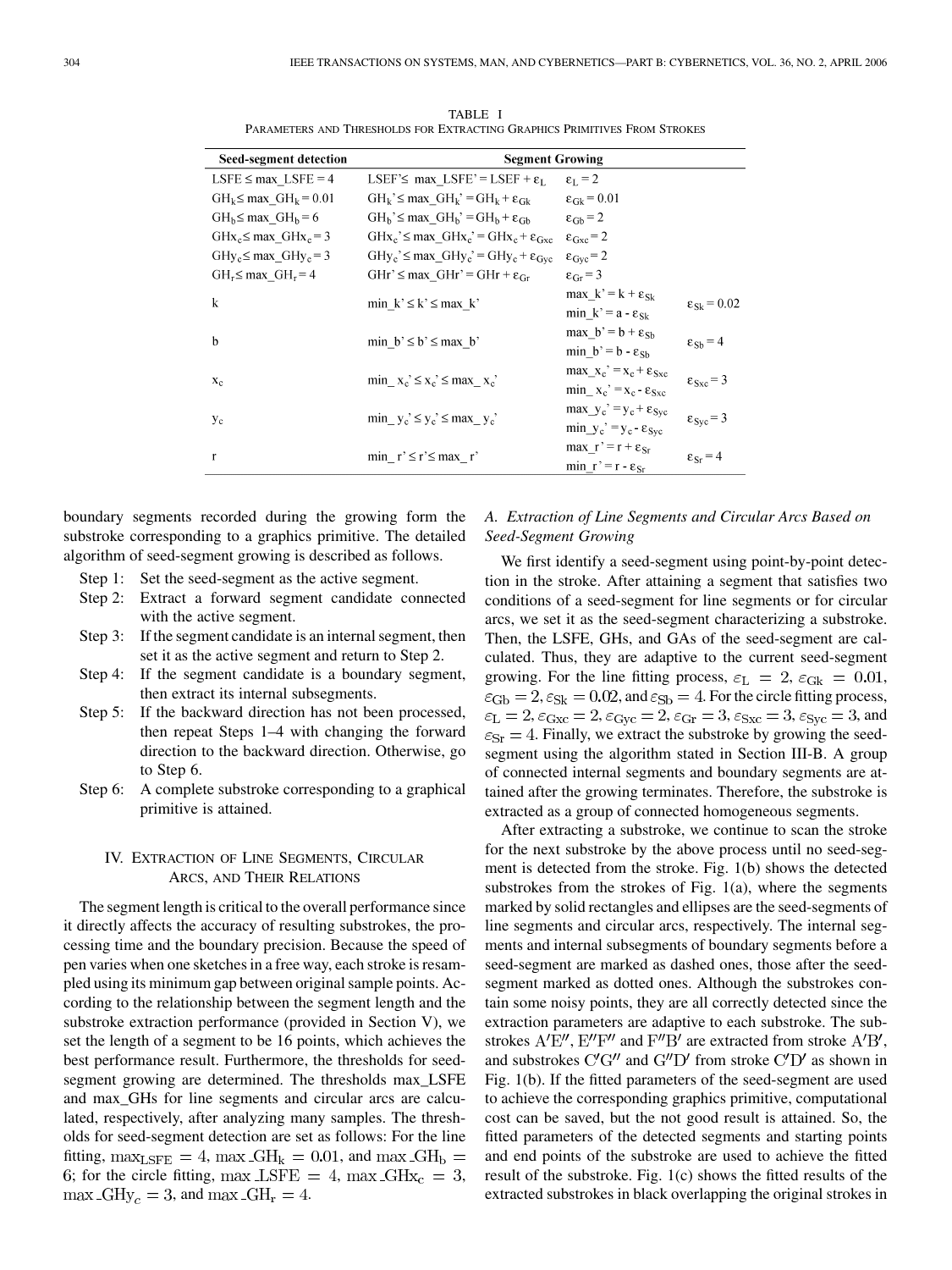TABLE I
PARAMETERS AND THRESHOLDS FOR EXTRACTING GRAPHICS PRIMITIVES FROM STROKES

| Seed-segment detection | Segment Growing | | |
|---|---|---|---|
| $LSFE \leq max\_LSFE = 4$ | $LSEF' \leq max\_LSFE' = LSEF + \varepsilon_L$ | $\varepsilon_L = 2$ | |
| $GH_k \leq max\_GH_k = 0.01$ | $GH_k' \leq max\_GH_k' = GH_k + \varepsilon_{Gk}$ | $\varepsilon_{Gk} = 0.01$ | |
| $GH_b \leq max\_GH_b = 6$ | $GH_b' \leq max\_GH_b' = GH_b + \varepsilon_{Gb}$ | $\varepsilon_{Gb} = 2$ | |
| $GHx_c \leq max\_GHx_c = 3$ | $GHx_c' \leq max\_GHx_c' = GHx_c + \varepsilon_{Gxc}$ | $\varepsilon_{Gxc} = 2$ | |
| $GHy_c \leq max\_GHy_c = 3$ | $GHy_c' \leq max\_GHy_c' = GHy_c + \varepsilon_{Gyc}$ | $\varepsilon_{Gyc} = 2$ | |
| $GH_r \leq max\_GH_r = 4$ | $GHr' \leq max\_GHr' = GHr + \varepsilon_{Gr}$ | $\varepsilon_{Gr} = 3$ | |
| k | $min\_k' \leq k' \leq max\_k'$ | $max\_k' = k + \varepsilon_{Sk}$ <br> $min\_k' = a - \varepsilon_{Sk}$ | $\varepsilon_{Sk} = 0.02$ |
| b | $min\_b' \leq b' \leq max\_b'$ | $max\_b' = b + \varepsilon_{Sb}$ <br> $min\_b' = b - \varepsilon_{Sb}$ | $\varepsilon_{Sb} = 4$ |
| $x_c$ | $min\_x_c' \leq x_c' \leq max\_x_c'$ | $max\_x_c' = x_c + \varepsilon_{Sxc}$ <br> $min\_x_c' = x_c - \varepsilon_{Sxc}$ | $\varepsilon_{Sxc} = 3$ |
| $y_c$ | $min\_y_c' \leq y_c' \leq max\_y_c'$ | $max\_y_c' = y_c + \varepsilon_{Syc}$ <br> $min\_y_c' = y_c - \varepsilon_{Syc}$ | $\varepsilon_{Syc} = 3$ |
| r | $min\_r' \leq r' \leq max\_r'$ | $max\_r' = r + \varepsilon_{Sr}$ <br> $min\_r' = r - \varepsilon_{Sr}$ | $\varepsilon_{Sr} = 4$ |

boundary segments recorded during the growing form the substroke corresponding to a graphics primitive. The detailed algorithm of seed-segment growing is described as follows.

- Step 1: Set the seed-segment as the active segment.
- Step 2: Extract a forward segment candidate connected with the active segment.
- Step 3: If the segment candidate is an internal segment, then set it as the active segment and return to Step 2.
- Step 4: If the segment candidate is a boundary segment, then extract its internal subsegments.
- Step 5: If the backward direction has not been processed, then repeat Steps 1–4 with changing the forward direction to the backward direction. Otherwise, go to Step 6.
- Step 6: A complete substroke corresponding to a graphical primitive is attained.

## IV. Extraction of Line Segments, Circular Arcs, and Their Relations

The segment length is critical to the overall performance since it directly affects the accuracy of resulting substrokes, the processing time and the boundary precision. Because the speed of pen varies when one sketches in a free way, each stroke is resampled using its minimum gap between original sample points. According to the relationship between the segment length and the substroke extraction performance (provided in Section V), we set the length of a segment to be 16 points, which achieves the best performance result. Furthermore, the thresholds for seed-segment growing are determined. The thresholds max_LSFE and max_GHs for line segments and circular arcs are calculated, respectively, after analyzing many samples. The thresholds for seed-segment detection are set as follows: For the line fitting, $\max_{LSFE} = 4$, $\max\_GH_k = 0.01$, and $\max\_GH_b = 6$; for the circle fitting, $\max\_LSFE = 4$, $\max\_GHx_c = 3$, $\max\_GHy_c = 3$, and $\max\_GH_r = 4$.

### A. Extraction of Line Segments and Circular Arcs Based on Seed-Segment Growing

We first identify a seed-segment using point-by-point detection in the stroke. After attaining a segment that satisfies two conditions of a seed-segment for line segments or for circular arcs, we set it as the seed-segment characterizing a substroke. Then, the LSFE, GHs, and GAs of the seed-segment are calculated. Thus, they are adaptive to the current seed-segment growing. For the line fitting process, $\varepsilon_L = 2$, $\varepsilon_{Gk} = 0.01$, $\varepsilon_{Gb} = 2$, $\varepsilon_{Sk} = 0.02$, and $\varepsilon_{Sb} = 4$. For the circle fitting process, $\varepsilon_L = 2$, $\varepsilon_{Gxc} = 2$, $\varepsilon_{Gyc} = 2$, $\varepsilon_{Gr} = 3$, $\varepsilon_{Sxc} = 3$, $\varepsilon_{Syc} = 3$, and $\varepsilon_{Sr} = 4$. Finally, we extract the substroke by growing the seed-segment using the algorithm stated in Section III-B. A group of connected internal segments and boundary segments are attained after the growing terminates. Therefore, the substroke is extracted as a group of connected homogeneous segments.

After extracting a substroke, we continue to scan the stroke for the next substroke by the above process until no seed-segment is detected from the stroke. Fig. 1(b) shows the detected substrokes from the strokes of Fig. 1(a), where the segments marked by solid rectangles and ellipses are the seed-segments of line segments and circular arcs, respectively. The internal segments and internal subsegments of boundary segments before a seed-segment are marked as dashed ones, those after the seed-segment marked as dotted ones. Although the substrokes contain some noisy points, they are all correctly detected since the extraction parameters are adaptive to each substroke. The substrokes $A'E''$, $E''F''$ and $F''B'$ are extracted from stroke $A'B'$, and substrokes $C'G''$ and $G''D'$ from stroke $C'D'$ as shown in Fig. 1(b). If the fitted parameters of the seed-segment are used to achieve the corresponding graphics primitive, computational cost can be saved, but the not good result is attained. So, the fitted parameters of the detected segments and starting points and end points of the substroke are used to achieve the fitted result of the substroke. Fig. 1(c) shows the fitted results of the extracted substrokes in black overlapping the original strokes in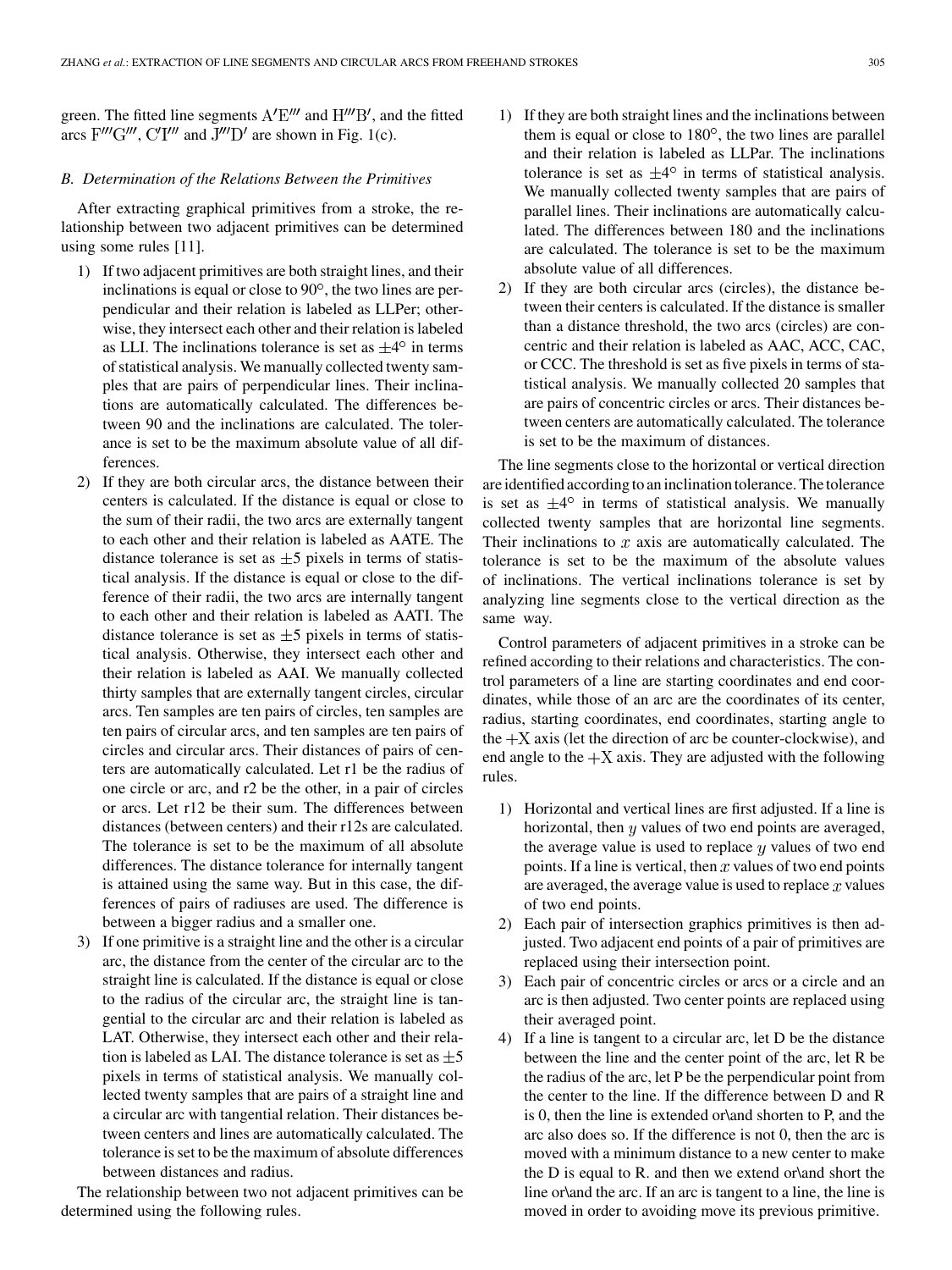green. The fitted line segments $A'E'''$ and $H'''B'$, and the fitted arcs $F'''G'''$, $C'I'''$ and $J'''D'$ are shown in Fig. 1(c).

### B. Determination of the Relations Between the Primitives

After extracting graphical primitives from a stroke, the relationship between two adjacent primitives can be determined using some rules [11].

1) If two adjacent primitives are both straight lines, and their inclinations is equal or close to 90°, the two lines are perpendicular and their relation is labeled as LLPer; otherwise, they intersect each other and their relation is labeled as LLI. The inclinations tolerance is set as ±4° in terms of statistical analysis. We manually collected twenty samples that are pairs of perpendicular lines. Their inclinations are automatically calculated. The differences between 90 and the inclinations are calculated. The tolerance is set to be the maximum absolute value of all differences.
2) If they are both circular arcs, the distance between their centers is calculated. If the distance is equal or close to the sum of their radii, the two arcs are externally tangent to each other and their relation is labeled as AATE. The distance tolerance is set as ±5 pixels in terms of statistical analysis. If the distance is equal or close to the difference of their radii, the two arcs are internally tangent to each other and their relation is labeled as AATI. The distance tolerance is set as ±5 pixels in terms of statistical analysis. Otherwise, they intersect each other and their relation is labeled as AAI. We manually collected thirty samples that are externally tangent circles, circular arcs. Ten samples are ten pairs of circles, ten samples are ten pairs of circular arcs, and ten samples are ten pairs of circles and circular arcs. Their distances of pairs of centers are automatically calculated. Let r1 be the radius of one circle or arc, and r2 be the other, in a pair of circles or arcs. Let r12 be their sum. The differences between distances (between centers) and their r12s are calculated. The tolerance is set to be the maximum of all absolute differences. The distance tolerance for internally tangent is attained using the same way. But in this case, the differences of pairs of radiuses are used. The difference is between a bigger radius and a smaller one.
3) If one primitive is a straight line and the other is a circular arc, the distance from the center of the circular arc to the straight line is calculated. If the distance is equal or close to the radius of the circular arc, the straight line is tangential to the circular arc and their relation is labeled as LAT. Otherwise, they intersect each other and their relation is labeled as LAI. The distance tolerance is set as ±5 pixels in terms of statistical analysis. We manually collected twenty samples that are pairs of a straight line and a circular arc with tangential relation. Their distances between centers and lines are automatically calculated. The tolerance is set to be the maximum of absolute differences between distances and radius.

The relationship between two not adjacent primitives can be determined using the following rules.

1) If they are both straight lines and the inclinations between them is equal or close to 180°, the two lines are parallel and their relation is labeled as LLPar. The inclinations tolerance is set as ±4° in terms of statistical analysis. We manually collected twenty samples that are pairs of parallel lines. Their inclinations are automatically calculated. The differences between 180 and the inclinations are calculated. The tolerance is set to be the maximum absolute value of all differences.
2) If they are both circular arcs (circles), the distance between their centers is calculated. If the distance is smaller than a distance threshold, the two arcs (circles) are concentric and their relation is labeled as AAC, ACC, CAC, or CCC. The threshold is set as five pixels in terms of statistical analysis. We manually collected 20 samples that are pairs of concentric circles or arcs. Their distances between centers are automatically calculated. The tolerance is set to be the maximum of distances.

The line segments close to the horizontal or vertical direction are identified according to an inclination tolerance. The tolerance is set as ±4° in terms of statistical analysis. We manually collected twenty samples that are horizontal line segments. Their inclinations to $x$ axis are automatically calculated. The tolerance is set to be the maximum of the absolute values of inclinations. The vertical inclinations tolerance is set by analyzing line segments close to the vertical direction as the same way.

Control parameters of adjacent primitives in a stroke can be refined according to their relations and characteristics. The control parameters of a line are starting coordinates and end coordinates, while those of an arc are the coordinates of its center, radius, starting coordinates, end coordinates, starting angle to the $+X$ axis (let the direction of arc be counter-clockwise), and end angle to the $+X$ axis. They are adjusted with the following rules.

1) Horizontal and vertical lines are first adjusted. If a line is horizontal, then $y$ values of two end points are averaged, the average value is used to replace $y$ values of two end points. If a line is vertical, then $x$ values of two end points are averaged, the average value is used to replace $x$ values of two end points.
2) Each pair of intersection graphics primitives is then adjusted. Two adjacent end points of a pair of primitives are replaced using their intersection point.
3) Each pair of concentric circles or arcs or a circle and an arc is then adjusted. Two center points are replaced using their averaged point.
4) If a line is tangent to a circular arc, let D be the distance between the line and the center point of the arc, let R be the radius of the arc, let P be the perpendicular point from the center to the line. If the difference between D and R is 0, then the line is extended or\and shorten to P, and the arc also does so. If the difference is not 0, then the arc is moved with a minimum distance to a new center to make the D is equal to R. and then we extend or\and short the line or\and the arc. If an arc is tangent to a line, the line is moved in order to avoiding move its previous primitive.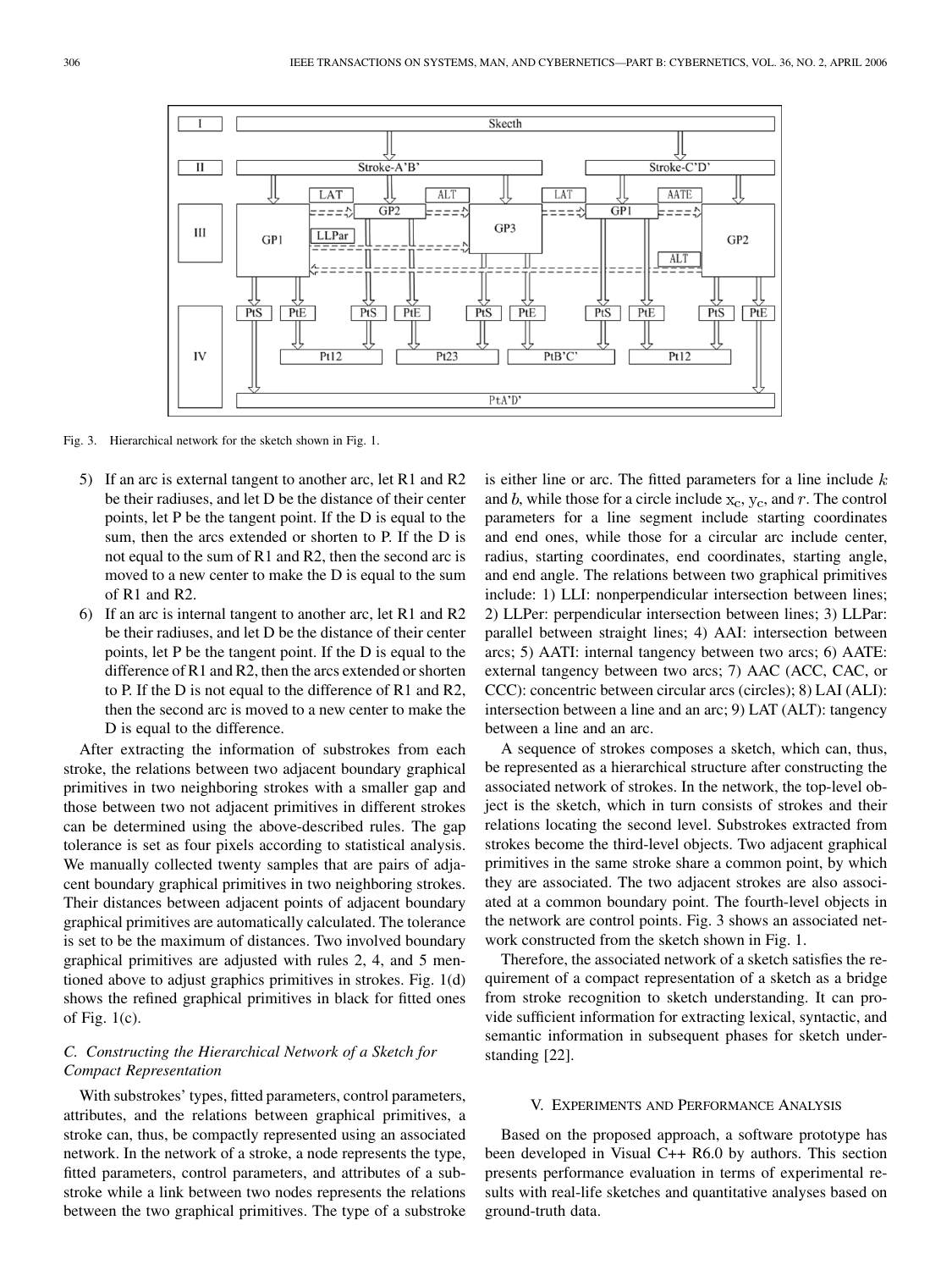I

Skecth

II

Stroke-A'B'

Stroke-C'D'

III

LAT

ALT

LAT

AATE

GP1

GP2

GP3

GP1

GP2

LLPar

ALT

IV

PtS

PtE

PtS

PtE

PtS

PtE

PtS

PtE

PtS

PtE

Pt12

Pt23

PtB'C'

Pt12

PtA'D'

Fig. 3. Hierarchical network for the sketch shown in Fig. 1.

5) If an arc is external tangent to another arc, let R1 and R2 be their radiuses, and let D be the distance of their center points, let P be the tangent point. If the D is equal to the sum, then the arcs extended or shorten to P. If the D is not equal to the sum of R1 and R2, then the second arc is moved to a new center to make the D is equal to the sum of R1 and R2.

6) If an arc is internal tangent to another arc, let R1 and R2 be their radiuses, and let D be the distance of their center points, let P be the tangent point. If the D is equal to the difference of R1 and R2, then the arcs extended or shorten to P. If the D is not equal to the difference of R1 and R2, then the second arc is moved to a new center to make the D is equal to the difference.

After extracting the information of substrokes from each stroke, the relations between two adjacent boundary graphical primitives in two neighboring strokes with a smaller gap and those between two not adjacent primitives in different strokes can be determined using the above-described rules. The gap tolerance is set as four pixels according to statistical analysis. We manually collected twenty samples that are pairs of adjacent boundary graphical primitives in two neighboring strokes. Their distances between adjacent points of adjacent boundary graphical primitives are automatically calculated. The tolerance is set to be the maximum of distances. Two involved boundary graphical primitives are adjusted with rules 2, 4, and 5 mentioned above to adjust graphics primitives in strokes. Fig. 1(d) shows the refined graphical primitives in black for fitted ones of Fig. 1(c).

### C. Constructing the Hierarchical Network of a Sketch for Compact Representation

With substrokes' types, fitted parameters, control parameters, attributes, and the relations between graphical primitives, a stroke can, thus, be compactly represented using an associated network. In the network of a stroke, a node represents the type, fitted parameters, control parameters, and attributes of a substroke while a link between two nodes represents the relations between the two graphical primitives. The type of a substroke is either line or arc. The fitted parameters for a line include $k$ and $b$, while those for a circle include $x_c$, $y_c$, and $r$. The control parameters for a line segment include starting coordinates and end ones, while those for a circular arc include center, radius, starting coordinates, end coordinates, starting angle, and end angle. The relations between two graphical primitives include: 1) LLI: nonperpendicular intersection between lines; 2) LLPer: perpendicular intersection between lines; 3) LLPar: parallel between straight lines; 4) AAI: intersection between arcs; 5) AATI: internal tangency between two arcs; 6) AATE: external tangency between two arcs; 7) AAC (ACC, CAC, or CCC): concentric between circular arcs (circles); 8) LAI (ALI): intersection between a line and an arc; 9) LAT (ALT): tangency between a line and an arc.

A sequence of strokes composes a sketch, which can, thus, be represented as a hierarchical structure after constructing the associated network of strokes. In the network, the top-level object is the sketch, which in turn consists of strokes and their relations locating the second level. Substrokes extracted from strokes become the third-level objects. Two adjacent graphical primitives in the same stroke share a common point, by which they are associated. The two adjacent strokes are also associated at a common boundary point. The fourth-level objects in the network are control points. Fig. 3 shows an associated network constructed from the sketch shown in Fig. 1.

Therefore, the associated network of a sketch satisfies the requirement of a compact representation of a sketch as a bridge from stroke recognition to sketch understanding. It can provide sufficient information for extracting lexical, syntactic, and semantic information in subsequent phases for sketch understanding [22].

## V. Experiments and Performance Analysis

Based on the proposed approach, a software prototype has been developed in Visual C++ R6.0 by authors. This section presents performance evaluation in terms of experimental results with real-life sketches and quantitative analyses based on ground-truth data.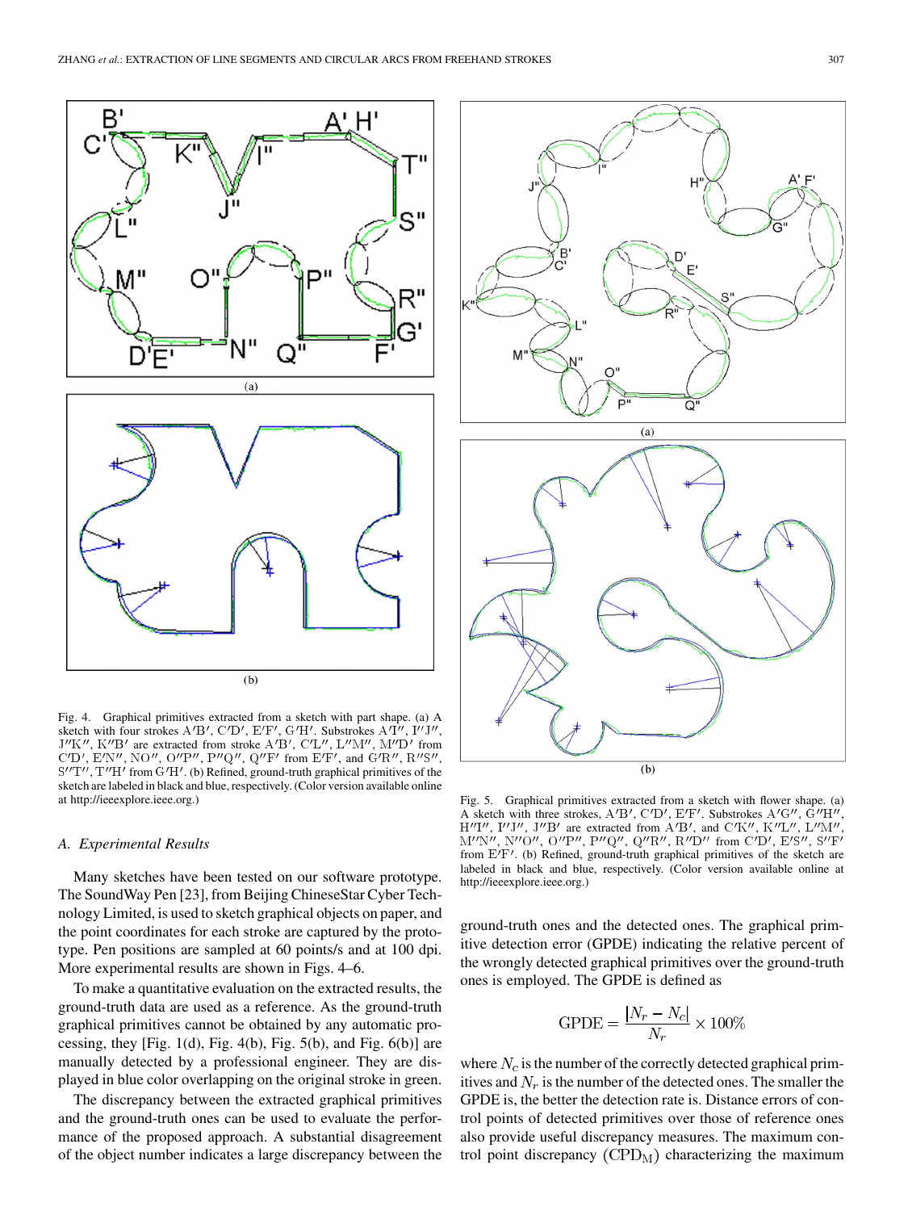Fig. 4. Graphical primitives extracted from a sketch with part shape. (a) A sketch with four strokes A′B′, C′D′, E′F′, G′H′. Substrokes A′I″, I″J″, J″K″, K″B′ are extracted from stroke A′B′, C′L″, L″M″, M″D′ from C′D′, E′N″, NO″, O″P″, P″Q″, Q″F′ from E′F′, and G′R″, R″S″, S″T″, T″H′ from G′H′. (b) Refined, ground-truth graphical primitives of the sketch are labeled in black and blue, respectively. (Color version available online at http://ieeexplore.ieee.org.)

Fig. 5. Graphical primitives extracted from a sketch with flower shape. (a) A sketch with three strokes, A′B′, C′D′, E′F′. Substrokes A′G″, G″H″, H″I″, I″J″, J″B′ are extracted from A′B′, and C′K″, K″L″, L″M″, M″N″, N″O″, O″P″, P″Q″, Q″R″, R″D″ from C′D′, E′S″, S″F′ from E′F′. (b) Refined, ground-truth graphical primitives of the sketch are labeled in black and blue, respectively. (Color version available online at http://ieeexplore.ieee.org.)

### A. Experimental Results

Many sketches have been tested on our software prototype. The SoundWay Pen [23], from Beijing ChineseStar Cyber Technology Limited, is used to sketch graphical objects on paper, and the point coordinates for each stroke are captured by the prototype. Pen positions are sampled at 60 points/s and at 100 dpi. More experimental results are shown in Figs. 4–6.

To make a quantitative evaluation on the extracted results, the ground-truth data are used as a reference. As the ground-truth graphical primitives cannot be obtained by any automatic processing, they [Fig. 1(d), Fig. 4(b), Fig. 5(b), and Fig. 6(b)] are manually detected by a professional engineer. They are displayed in blue color overlapping on the original stroke in green.

The discrepancy between the extracted graphical primitives and the ground-truth ones can be used to evaluate the performance of the proposed approach. A substantial disagreement of the object number indicates a large discrepancy between the ground-truth ones and the detected ones. The graphical primitive detection error (GPDE) indicating the relative percent of the wrongly detected graphical primitives over the ground-truth ones is employed. The GPDE is defined as

$$\mathrm{GPDE} = \frac{|N_r - N_c|}{N_r} \times 100\%$$

where $N_c$ is the number of the correctly detected graphical primitives and $N_r$ is the number of the detected ones. The smaller the GPDE is, the better the detection rate is. Distance errors of control points of detected primitives over those of reference ones also provide useful discrepancy measures. The maximum control point discrepancy $(\mathrm{CPD_M})$ characterizing the maximum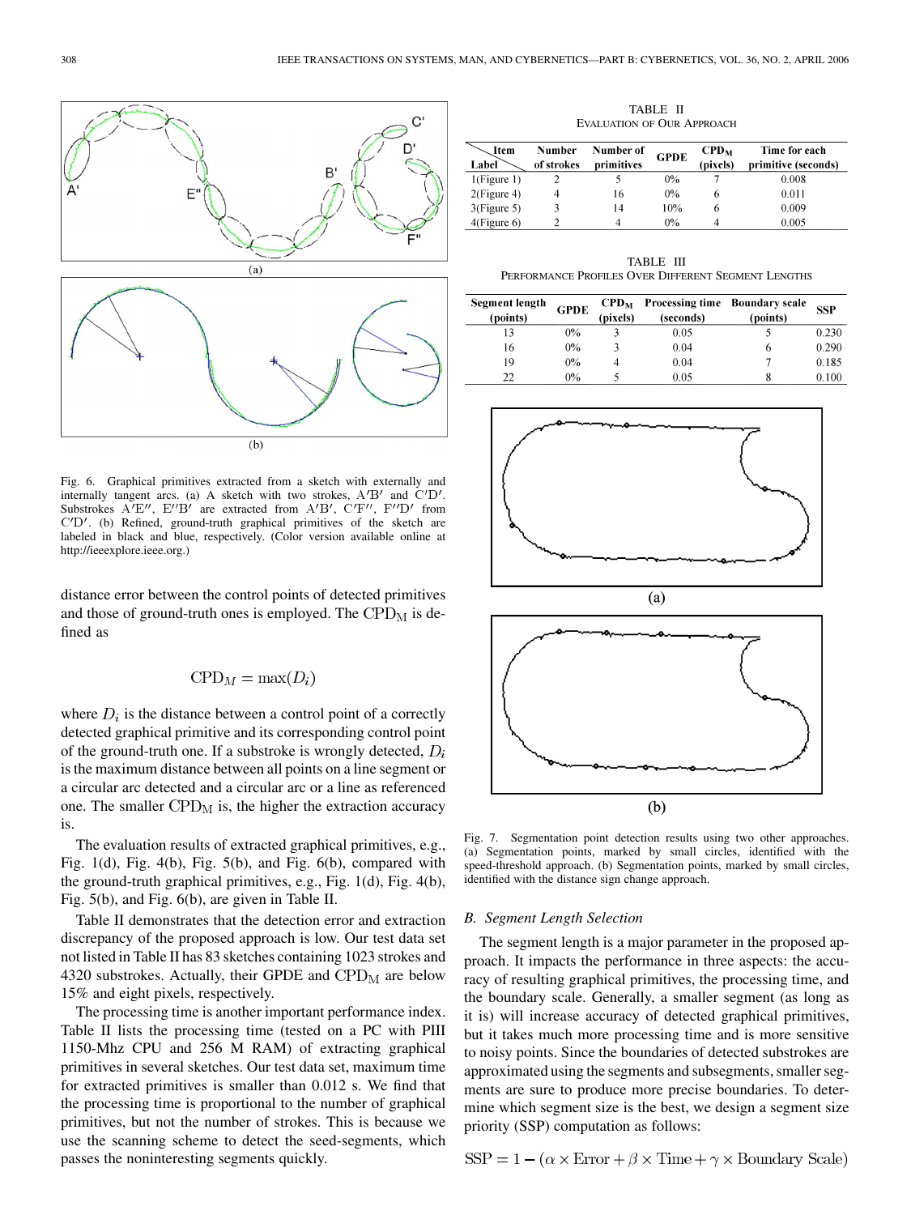Fig. 6. Graphical primitives extracted from a sketch with externally and internally tangent arcs. (a) A sketch with two strokes, A′B′ and C′D′. Substrokes A′E″, E″B′ are extracted from A′B′, C′F″, F″D′ from C′D′. (b) Refined, ground-truth graphical primitives of the sketch are labeled in black and blue, respectively. (Color version available online at http://ieeexplore.ieee.org.)

distance error between the control points of detected primitives and those of ground-truth ones is employed. The $\mathrm{CPD_M}$ is defined as

$$\mathrm{CPD}_M = \max(D_i)$$

where $D_i$ is the distance between a control point of a correctly detected graphical primitive and its corresponding control point of the ground-truth one. If a substroke is wrongly detected, $D_i$ is the maximum distance between all points on a line segment or a circular arc detected and a circular arc or a line as referenced one. The smaller $\mathrm{CPD_M}$ is, the higher the extraction accuracy is.

The evaluation results of extracted graphical primitives, e.g., Fig. 1(d), Fig. 4(b), Fig. 5(b), and Fig. 6(b), compared with the ground-truth graphical primitives, e.g., Fig. 1(d), Fig. 4(b), Fig. 5(b), and Fig. 6(b), are given in Table II.

Table II demonstrates that the detection error and extraction discrepancy of the proposed approach is low. Our test data set not listed in Table II has 83 sketches containing 1023 strokes and 4320 substrokes. Actually, their GPDE and $\mathrm{CPD_M}$ are below 15% and eight pixels, respectively.

The processing time is another important performance index. Table II lists the processing time (tested on a PC with PIII 1150-Mhz CPU and 256 M RAM) of extracting graphical primitives in several sketches. Our test data set, maximum time for extracted primitives is smaller than 0.012 s. We find that the processing time is proportional to the number of graphical primitives, but not the number of strokes. This is because we use the scanning scheme to detect the seed-segments, which passes the noninteresting segments quickly.

TABLE II
EVALUATION OF OUR APPROACH

| Item Label | Number of strokes | Number of primitives | GPDE | $\mathrm{CPD_M}$ (pixels) | Time for each primitive (seconds) |
|---|---|---|---|---|---|
| 1(Figure 1) | 2 | 5 | 0% | 7 | 0.008 |
| 2(Figure 4) | 4 | 16 | 0% | 6 | 0.011 |
| 3(Figure 5) | 3 | 14 | 10% | 6 | 0.009 |
| 4(Figure 6) | 2 | 4 | 0% | 4 | 0.005 |

TABLE III
PERFORMANCE PROFILES OVER DIFFERENT SEGMENT LENGTHS

| Segment length (points) | GPDE | $\mathrm{CPD_M}$ (pixels) | Processing time (seconds) | Boundary scale (points) | SSP |
|---|---|---|---|---|---|
| 13 | 0% | 3 | 0.05 | 5 | 0.230 |
| 16 | 0% | 3 | 0.04 | 6 | 0.290 |
| 19 | 0% | 4 | 0.04 | 7 | 0.185 |
| 22 | 0% | 5 | 0.05 | 8 | 0.100 |

Fig. 7. Segmentation point detection results using two other approaches. (a) Segmentation points, marked by small circles, identified with the speed-threshold approach. (b) Segmentation points, marked by small circles, identified with the distance sign change approach.

### B. Segment Length Selection

The segment length is a major parameter in the proposed approach. It impacts the performance in three aspects: the accuracy of resulting graphical primitives, the processing time, and the boundary scale. Generally, a smaller segment (as long as it is) will increase accuracy of detected graphical primitives, but it takes much more processing time and is more sensitive to noisy points. Since the boundaries of detected substrokes are approximated using the segments and subsegments, smaller segments are sure to produce more precise boundaries. To determine which segment size is the best, we design a segment size priority (SSP) computation as follows:

$$\mathrm{SSP} = 1 - (\alpha \times \mathrm{Error} + \beta \times \mathrm{Time} + \gamma \times \mathrm{Boundary\ Scale})$$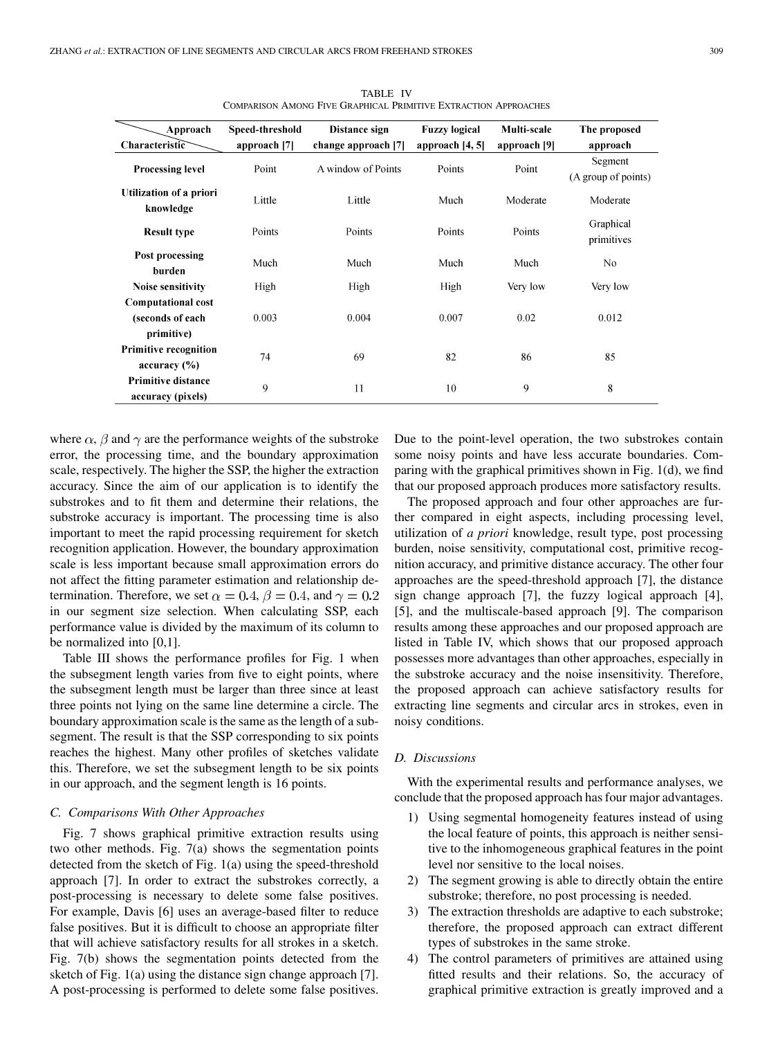TABLE IV
COMPARISON AMONG FIVE GRAPHICAL PRIMITIVE EXTRACTION APPROACHES

| Characteristic \ Approach | Speed-threshold approach [7] | Distance sign change approach [7] | Fuzzy logical approach [4, 5] | Multi-scale approach [9] | The proposed approach |
|---|---|---|---|---|---|
| **Processing level** | Point | A window of Points | Points | Point | Segment (A group of points) |
| **Utilization of a priori knowledge** | Little | Little | Much | Moderate | Moderate |
| **Result type** | Points | Points | Points | Points | Graphical primitives |
| **Post processing burden** | Much | Much | Much | Much | No |
| **Noise sensitivity** | High | High | High | Very low | Very low |
| **Computational cost (seconds of each primitive)** | 0.003 | 0.004 | 0.007 | 0.02 | 0.012 |
| **Primitive recognition accuracy (%)** | 74 | 69 | 82 | 86 | 85 |
| **Primitive distance accuracy (pixels)** | 9 | 11 | 10 | 9 | 8 |

where $\alpha$, $\beta$ and $\gamma$ are the performance weights of the substroke error, the processing time, and the boundary approximation scale, respectively. The higher the SSP, the higher the extraction accuracy. Since the aim of our application is to identify the substrokes and to fit them and determine their relations, the substroke accuracy is important. The processing time is also important to meet the rapid processing requirement for sketch recognition application. However, the boundary approximation scale is less important because small approximation errors do not affect the fitting parameter estimation and relationship determination. Therefore, we set $\alpha = 0.4$, $\beta = 0.4$, and $\gamma = 0.2$ in our segment size selection. When calculating SSP, each performance value is divided by the maximum of its column to be normalized into [0,1].

Table III shows the performance profiles for Fig. 1 when the subsegment length varies from five to eight points, where the subsegment length must be larger than three since at least three points not lying on the same line determine a circle. The boundary approximation scale is the same as the length of a subsegment. The result is that the SSP corresponding to six points reaches the highest. Many other profiles of sketches validate this. Therefore, we set the subsegment length to be six points in our approach, and the segment length is 16 points.

### C. Comparisons With Other Approaches

Fig. 7 shows graphical primitive extraction results using two other methods. Fig. 7(a) shows the segmentation points detected from the sketch of Fig. 1(a) using the speed-threshold approach [7]. In order to extract the substrokes correctly, a post-processing is necessary to delete some false positives. For example, Davis [6] uses an average-based filter to reduce false positives. But it is difficult to choose an appropriate filter that will achieve satisfactory results for all strokes in a sketch. Fig. 7(b) shows the segmentation points detected from the sketch of Fig. 1(a) using the distance sign change approach [7]. A post-processing is performed to delete some false positives. Due to the point-level operation, the two substrokes contain some noisy points and have less accurate boundaries. Comparing with the graphical primitives shown in Fig. 1(d), we find that our proposed approach produces more satisfactory results.

The proposed approach and four other approaches are further compared in eight aspects, including processing level, utilization of *a priori* knowledge, result type, post processing burden, noise sensitivity, computational cost, primitive recognition accuracy, and primitive distance accuracy. The other four approaches are the speed-threshold approach [7], the distance sign change approach [7], the fuzzy logical approach [4], [5], and the multiscale-based approach [9]. The comparison results among these approaches and our proposed approach are listed in Table IV, which shows that our proposed approach possesses more advantages than other approaches, especially in the substroke accuracy and the noise insensitivity. Therefore, the proposed approach can achieve satisfactory results for extracting line segments and circular arcs in strokes, even in noisy conditions.

### D. Discussions

With the experimental results and performance analyses, we conclude that the proposed approach has four major advantages.

1) Using segmental homogeneity features instead of using the local feature of points, this approach is neither sensitive to the inhomogeneous graphical features in the point level nor sensitive to the local noises.
2) The segment growing is able to directly obtain the entire substroke; therefore, no post processing is needed.
3) The extraction thresholds are adaptive to each substroke; therefore, the proposed approach can extract different types of substrokes in the same stroke.
4) The control parameters of primitives are attained using fitted results and their relations. So, the accuracy of graphical primitive extraction is greatly improved and a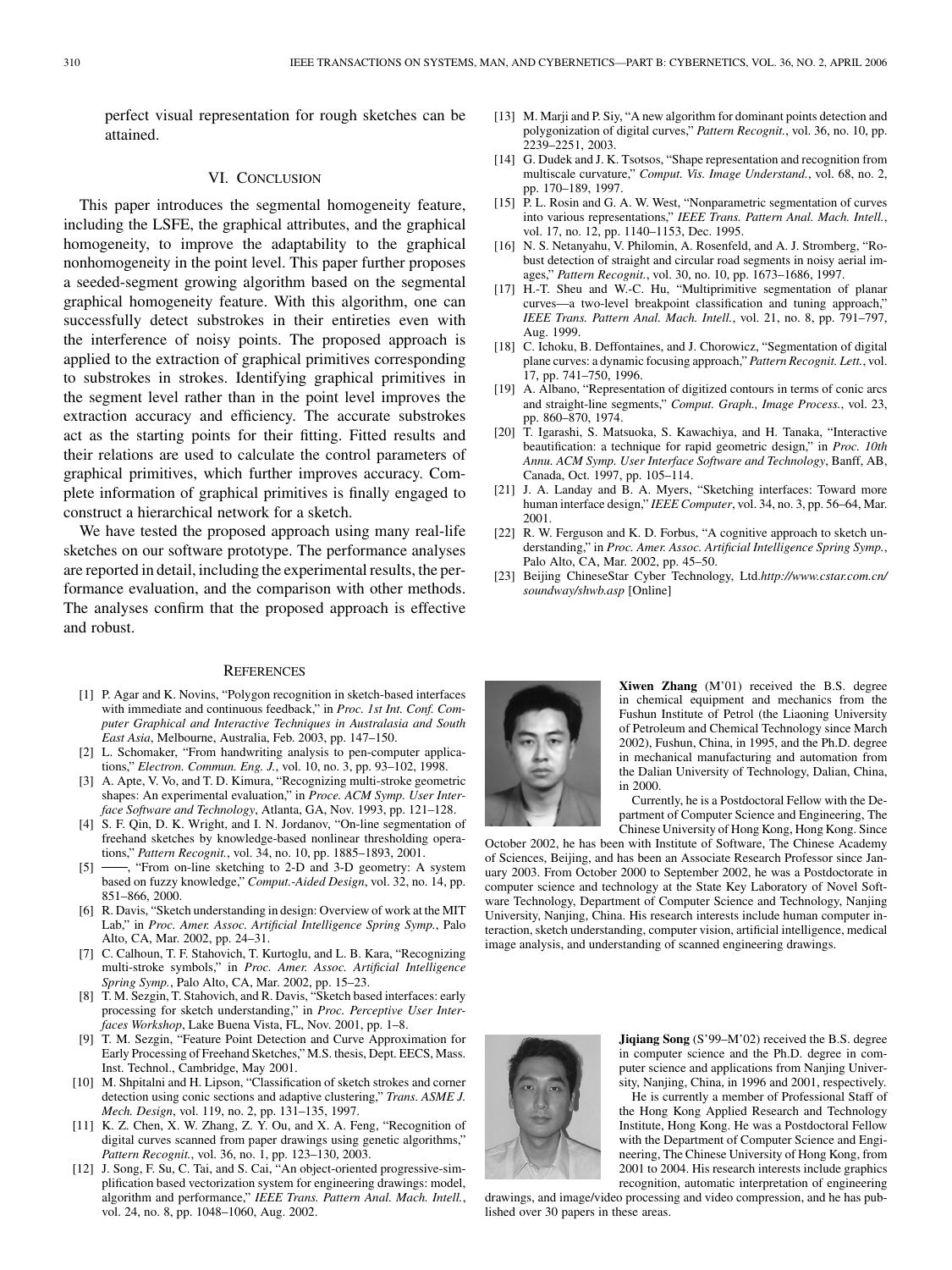perfect visual representation for rough sketches can be attained.

## VI. Conclusion

This paper introduces the segmental homogeneity feature, including the LSFE, the graphical attributes, and the graphical homogeneity, to improve the adaptability to the graphical nonhomogeneity in the point level. This paper further proposes a seeded-segment growing algorithm based on the segmental graphical homogeneity feature. With this algorithm, one can successfully detect substrokes in their entireties even with the interference of noisy points. The proposed approach is applied to the extraction of graphical primitives corresponding to substrokes in strokes. Identifying graphical primitives in the segment level rather than in the point level improves the extraction accuracy and efficiency. The accurate substrokes act as the starting points for their fitting. Fitted results and their relations are used to calculate the control parameters of graphical primitives, which further improves accuracy. Complete information of graphical primitives is finally engaged to construct a hierarchical network for a sketch.

We have tested the proposed approach using many real-life sketches on our software prototype. The performance analyses are reported in detail, including the experimental results, the performance evaluation, and the comparison with other methods. The analyses confirm that the proposed approach is effective and robust.

## References

[1] P. Agar and K. Novins, "Polygon recognition in sketch-based interfaces with immediate and continuous feedback," in *Proc. 1st Int. Conf. Computer Graphical and Interactive Techniques in Australasia and South East Asia*, Melbourne, Australia, Feb. 2003, pp. 147–150.

[2] L. Schomaker, "From handwriting analysis to pen-computer applications," *Electron. Commun. Eng. J.*, vol. 10, no. 3, pp. 93–102, 1998.

[3] A. Apte, V. Vo, and T. D. Kimura, "Recognizing multi-stroke geometric shapes: An experimental evaluation," in *Proce. ACM Symp. User Interface Software and Technology*, Atlanta, GA, Nov. 1993, pp. 121–128.

[4] S. F. Qin, D. K. Wright, and I. N. Jordanov, "On-line segmentation of freehand sketches by knowledge-based nonlinear thresholding operations," *Pattern Recognit.*, vol. 34, no. 10, pp. 1885–1893, 2001.

[5] ——, "From on-line sketching to 2-D and 3-D geometry: A system based on fuzzy knowledge," *Comput.-Aided Design*, vol. 32, no. 14, pp. 851–866, 2000.

[6] R. Davis, "Sketch understanding in design: Overview of work at the MIT Lab," in *Proc. Amer. Assoc. Artificial Intelligence Spring Symp.*, Palo Alto, CA, Mar. 2002, pp. 24–31.

[7] C. Calhoun, T. F. Stahovich, T. Kurtoglu, and L. B. Kara, "Recognizing multi-stroke symbols," in *Proc. Amer. Assoc. Artificial Intelligence Spring Symp.*, Palo Alto, CA, Mar. 2002, pp. 15–23.

[8] T. M. Sezgin, T. Stahovich, and R. Davis, "Sketch based interfaces: early processing for sketch understanding," in *Proc. Perceptive User Interfaces Workshop*, Lake Buena Vista, FL, Nov. 2001, pp. 1–8.

[9] T. M. Sezgin, "Feature Point Detection and Curve Approximation for Early Processing of Freehand Sketches," M.S. thesis, Dept. EECS, Mass. Inst. Technol., Cambridge, May 2001.

[10] M. Shpitalni and H. Lipson, "Classification of sketch strokes and corner detection using conic sections and adaptive clustering," *Trans. ASME J. Mech. Design*, vol. 119, no. 2, pp. 131–135, 1997.

[11] K. Z. Chen, X. W. Zhang, Z. Y. Ou, and X. A. Feng, "Recognition of digital curves scanned from paper drawings using genetic algorithms," *Pattern Recognit.*, vol. 36, no. 1, pp. 123–130, 2003.

[12] J. Song, F. Su, C. Tai, and S. Cai, "An object-oriented progressive-simplification based vectorization system for engineering drawings: model, algorithm and performance," *IEEE Trans. Pattern Anal. Mach. Intell.*, vol. 24, no. 8, pp. 1048–1060, Aug. 2002.

[13] M. Marji and P. Siy, "A new algorithm for dominant points detection and polygonization of digital curves," *Pattern Recognit.*, vol. 36, no. 10, pp. 2239–2251, 2003.

[14] G. Dudek and J. K. Tsotsos, "Shape representation and recognition from multiscale curvature," *Comput. Vis. Image Understand.*, vol. 68, no. 2, pp. 170–189, 1997.

[15] P. L. Rosin and G. A. W. West, "Nonparametric segmentation of curves into various representations," *IEEE Trans. Pattern Anal. Mach. Intell.*, vol. 17, no. 12, pp. 1140–1153, Dec. 1995.

[16] N. S. Netanyahu, V. Philomin, A. Rosenfeld, and A. J. Stromberg, "Robust detection of straight and circular road segments in noisy aerial images," *Pattern Recognit.*, vol. 30, no. 10, pp. 1673–1686, 1997.

[17] H.-T. Sheu and W.-C. Hu, "Multiprimitive segmentation of planar curves—a two-level breakpoint classification and tuning approach," *IEEE Trans. Pattern Anal. Mach. Intell.*, vol. 21, no. 8, pp. 791–797, Aug. 1999.

[18] C. Ichoku, B. Deffontaines, and J. Chorowicz, "Segmentation of digital plane curves: a dynamic focusing approach," *Pattern Recognit. Lett.*, vol. 17, pp. 741–750, 1996.

[19] A. Albano, "Representation of digitized contours in terms of conic arcs and straight-line segments," *Comput. Graph., Image Process.*, vol. 23, pp. 860–870, 1974.

[20] T. Igarashi, S. Matsuoka, S. Kawachiya, and H. Tanaka, "Interactive beautification: a technique for rapid geometric design," in *Proc. 10th Annu. ACM Symp. User Interface Software and Technology*, Banff, AB, Canada, Oct. 1997, pp. 105–114.

[21] J. A. Landay and B. A. Myers, "Sketching interfaces: Toward more human interface design," *IEEE Computer*, vol. 34, no. 3, pp. 56–64, Mar. 2001.

[22] R. W. Ferguson and K. D. Forbus, "A cognitive approach to sketch understanding," in *Proc. Amer. Assoc. Artificial Intelligence Spring Symp.*, Palo Alto, CA, Mar. 2002, pp. 45–50.

[23] Beijing ChineseStar Cyber Technology, Ltd.*http://www.cstar.com.cn/soundway/shwb.asp* [Online]

**Xiwen Zhang** (M'01) received the B.S. degree in chemical equipment and mechanics from the Fushun Institute of Petrol (the Liaoning University of Petroleum and Chemical Technology since March 2002), Fushun, China, in 1995, and the Ph.D. degree in mechanical manufacturing and automation from the Dalian University of Technology, Dalian, China, in 2000.

Currently, he is a Postdoctoral Fellow with the Department of Computer Science and Engineering, The Chinese University of Hong Kong, Hong Kong. Since October 2002, he has been with Institute of Software, The Chinese Academy of Sciences, Beijing, and has been an Associate Research Professor since January 2003. From October 2000 to September 2002, he was a Postdoctorate in computer science and technology at the State Key Laboratory of Novel Software Technology, Department of Computer Science and Technology, Nanjing University, Nanjing, China. His research interests include human computer interaction, sketch understanding, computer vision, artificial intelligence, medical image analysis, and understanding of scanned engineering drawings.

**Jiqiang Song** (S'99–M'02) received the B.S. degree in computer science and the Ph.D. degree in computer science and applications from Nanjing University, Nanjing, China, in 1996 and 2001, respectively.

He is currently a member of Professional Staff of the Hong Kong Applied Research and Technology Institute, Hong Kong. He was a Postdoctoral Fellow with the Department of Computer Science and Engineering, The Chinese University of Hong Kong, from 2001 to 2004. His research interests include graphics recognition, automatic interpretation of engineering drawings, and image/video processing and video compression, and he has published over 30 papers in these areas.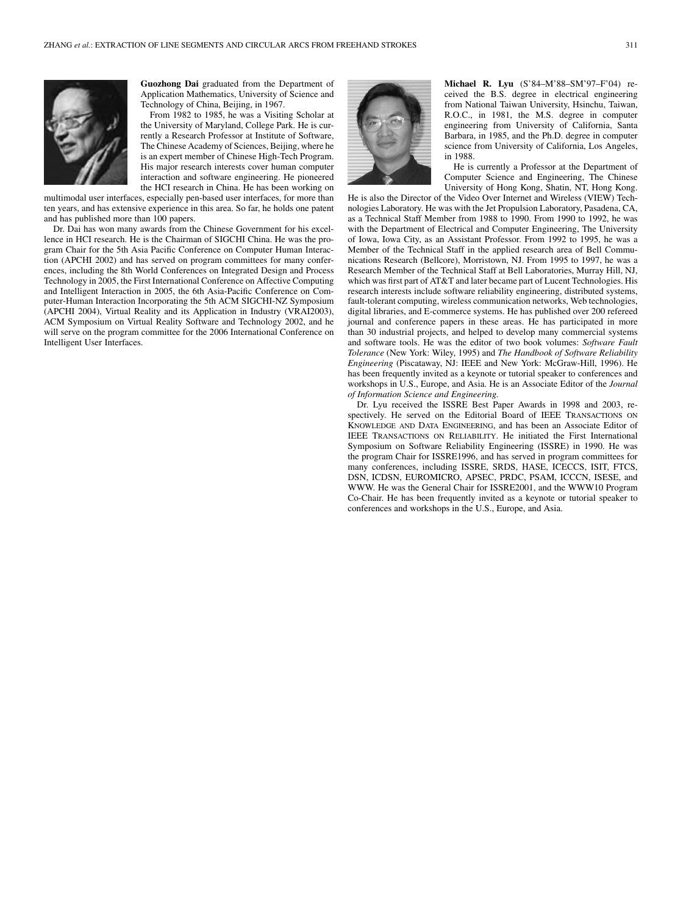**Guozhong Dai** graduated from the Department of Application Mathematics, University of Science and Technology of China, Beijing, in 1967.

From 1982 to 1985, he was a Visiting Scholar at the University of Maryland, College Park. He is currently a Research Professor at Institute of Software, The Chinese Academy of Sciences, Beijing, where he is an expert member of Chinese High-Tech Program. His major research interests cover human computer interaction and software engineering. He pioneered the HCI research in China. He has been working on multimodal user interfaces, especially pen-based user interfaces, for more than ten years, and has extensive experience in this area. So far, he holds one patent and has published more than 100 papers.

Dr. Dai has won many awards from the Chinese Government for his excellence in HCI research. He is the Chairman of SIGCHI China. He was the program Chair for the 5th Asia Pacific Conference on Computer Human Interaction (APCHI 2002) and has served on program committees for many conferences, including the 8th World Conferences on Integrated Design and Process Technology in 2005, the First International Conference on Affective Computing and Intelligent Interaction in 2005, the 6th Asia-Pacific Conference on Computer-Human Interaction Incorporating the 5th ACM SIGCHI-NZ Symposium (APCHI 2004), Virtual Reality and its Application in Industry (VRAI2003), ACM Symposium on Virtual Reality Software and Technology 2002, and he will serve on the program committee for the 2006 International Conference on Intelligent User Interfaces.

**Michael R. Lyu** (S'84–M'88–SM'97–F'04) received the B.S. degree in electrical engineering from National Taiwan University, Hsinchu, Taiwan, R.O.C., in 1981, the M.S. degree in computer engineering from University of California, Santa Barbara, in 1985, and the Ph.D. degree in computer science from University of California, Los Angeles, in 1988.

He is currently a Professor at the Department of Computer Science and Engineering, The Chinese University of Hong Kong, Shatin, NT, Hong Kong. He is also the Director of the Video Over Internet and Wireless (VIEW) Technologies Laboratory. He was with the Jet Propulsion Laboratory, Pasadena, CA, as a Technical Staff Member from 1988 to 1990. From 1990 to 1992, he was with the Department of Electrical and Computer Engineering, The University of Iowa, Iowa City, as an Assistant Professor. From 1992 to 1995, he was a Member of the Technical Staff in the applied research area of Bell Communications Research (Bellcore), Morristown, NJ. From 1995 to 1997, he was a Research Member of the Technical Staff at Bell Laboratories, Murray Hill, NJ, which was first part of AT&T and later became part of Lucent Technologies. His research interests include software reliability engineering, distributed systems, fault-tolerant computing, wireless communication networks, Web technologies, digital libraries, and E-commerce systems. He has published over 200 refereed journal and conference papers in these areas. He has participated in more than 30 industrial projects, and helped to develop many commercial systems and software tools. He was the editor of two book volumes: *Software Fault Tolerance* (New York: Wiley, 1995) and *The Handbook of Software Reliability Engineering* (Piscataway, NJ: IEEE and New York: McGraw-Hill, 1996). He has been frequently invited as a keynote or tutorial speaker to conferences and workshops in U.S., Europe, and Asia. He is an Associate Editor of the *Journal of Information Science and Engineering.*

Dr. Lyu received the ISSRE Best Paper Awards in 1998 and 2003, respectively. He served on the Editorial Board of IEEE TRANSACTIONS ON KNOWLEDGE AND DATA ENGINEERING, and has been an Associate Editor of IEEE TRANSACTIONS ON RELIABILITY. He initiated the First International Symposium on Software Reliability Engineering (ISSRE) in 1990. He was the program Chair for ISSRE1996, and has served in program committees for many conferences, including ISSRE, SRDS, HASE, ICECCS, ISIT, FTCS, DSN, ICDSN, EUROMICRO, APSEC, PRDC, PSAM, ICCCN, ISESE, and WWW. He was the General Chair for ISSRE2001, and the WWW10 Program Co-Chair. He has been frequently invited as a keynote or tutorial speaker to conferences and workshops in the U.S., Europe, and Asia.